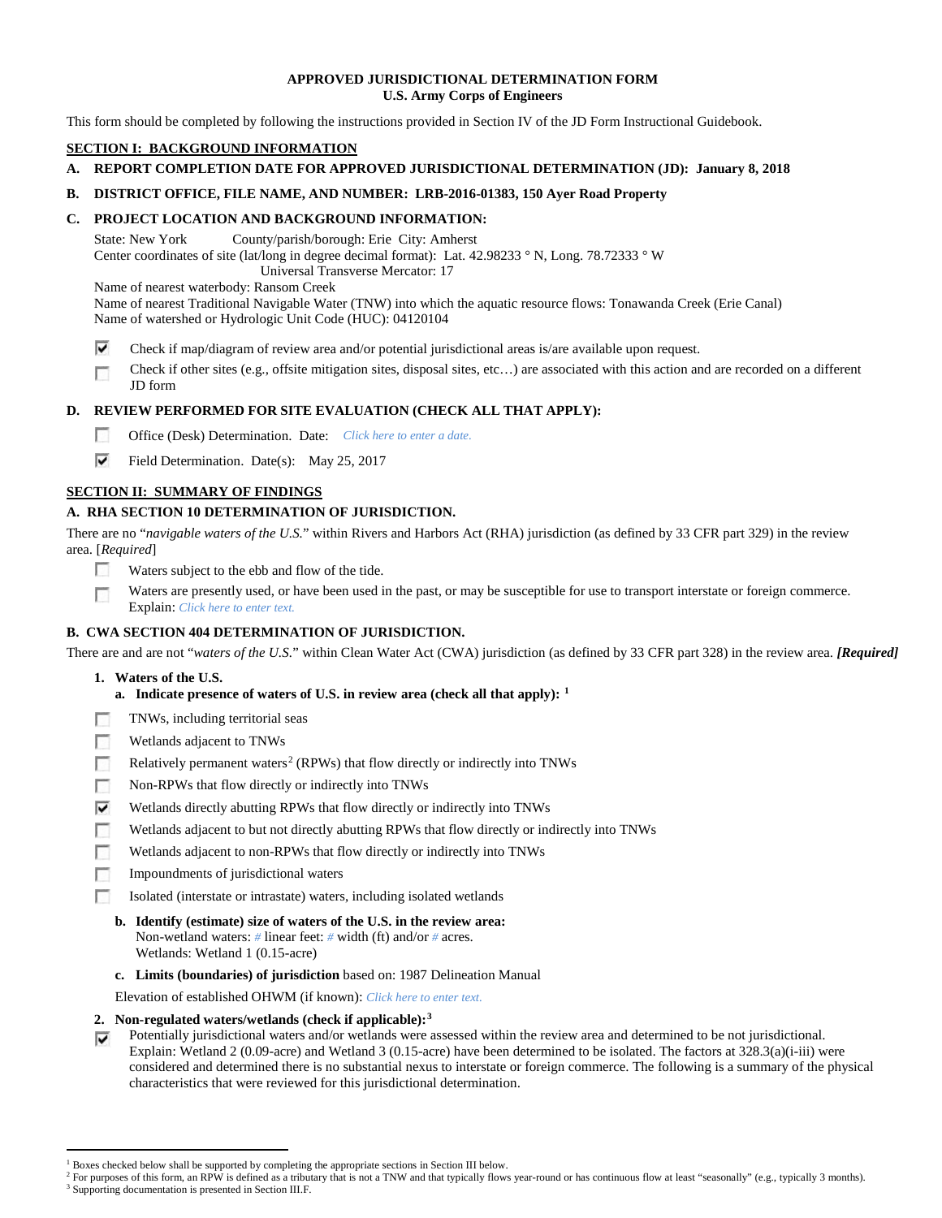**APPROVED JURISDICTIONAL DETERMINATION FORM**
**U.S. Army Corps of Engineers**

This form should be completed by following the instructions provided in Section IV of the JD Form Instructional Guidebook.

## SECTION I: BACKGROUND INFORMATION

**A. REPORT COMPLETION DATE FOR APPROVED JURISDICTIONAL DETERMINATION (JD): January 8, 2018**

**B. DISTRICT OFFICE, FILE NAME, AND NUMBER: LRB-2016-01383, 150 Ayer Road Property**

**C. PROJECT LOCATION AND BACKGROUND INFORMATION:**

State: New York County/parish/borough: Erie City: Amherst
Center coordinates of site (lat/long in degree decimal format): Lat. 42.98233 ° N, Long. 78.72333 ° W
Universal Transverse Mercator: 17
Name of nearest waterbody: Ransom Creek
Name of nearest Traditional Navigable Water (TNW) into which the aquatic resource flows: Tonawanda Creek (Erie Canal)
Name of watershed or Hydrologic Unit Code (HUC): 04120104

- [x] Check if map/diagram of review area and/or potential jurisdictional areas is/are available upon request.
- [ ] Check if other sites (e.g., offsite mitigation sites, disposal sites, etc…) are associated with this action and are recorded on a different JD form

**D. REVIEW PERFORMED FOR SITE EVALUATION (CHECK ALL THAT APPLY):**

- [ ] Office (Desk) Determination. Date: *Click here to enter a date.*
- [x] Field Determination. Date(s): May 25, 2017

## SECTION II: SUMMARY OF FINDINGS

**A. RHA SECTION 10 DETERMINATION OF JURISDICTION.**

There are no "*navigable waters of the U.S.*" within Rivers and Harbors Act (RHA) jurisdiction (as defined by 33 CFR part 329) in the review area. [*Required*]

- [ ] Waters subject to the ebb and flow of the tide.
- [ ] Waters are presently used, or have been used in the past, or may be susceptible for use to transport interstate or foreign commerce. Explain: *Click here to enter text.*

**B. CWA SECTION 404 DETERMINATION OF JURISDICTION.**

There are and are not "*waters of the U.S.*" within Clean Water Act (CWA) jurisdiction (as defined by 33 CFR part 328) in the review area. ***[Required]***

**1. Waters of the U.S.**

**a. Indicate presence of waters of U.S. in review area (check all that apply): [1]**

- [ ] TNWs, including territorial seas
- [ ] Wetlands adjacent to TNWs
- [ ] Relatively permanent waters[2] (RPWs) that flow directly or indirectly into TNWs
- [ ] Non-RPWs that flow directly or indirectly into TNWs
- [x] Wetlands directly abutting RPWs that flow directly or indirectly into TNWs
- [ ] Wetlands adjacent to but not directly abutting RPWs that flow directly or indirectly into TNWs
- [ ] Wetlands adjacent to non-RPWs that flow directly or indirectly into TNWs
- [ ] Impoundments of jurisdictional waters
- [ ] Isolated (interstate or intrastate) waters, including isolated wetlands

**b. Identify (estimate) size of waters of the U.S. in the review area:**
Non-wetland waters: # linear feet: # width (ft) and/or # acres.
Wetlands: Wetland 1 (0.15-acre)

**c. Limits (boundaries) of jurisdiction** based on: 1987 Delineation Manual

Elevation of established OHWM (if known): *Click here to enter text.*

**2. Non-regulated waters/wetlands (check if applicable): [3]**

- [x] Potentially jurisdictional waters and/or wetlands were assessed within the review area and determined to be not jurisdictional. Explain: Wetland 2 (0.09-acre) and Wetland 3 (0.15-acre) have been determined to be isolated. The factors at 328.3(a)(i-iii) were considered and determined there is no substantial nexus to interstate or foreign commerce. The following is a summary of the physical characteristics that were reviewed for this jurisdictional determination.

---

[1] Boxes checked below shall be supported by completing the appropriate sections in Section III below.
[2] For purposes of this form, an RPW is defined as a tributary that is not a TNW and that typically flows year-round or has continuous flow at least "seasonally" (e.g., typically 3 months).
[3] Supporting documentation is presented in Section III.F.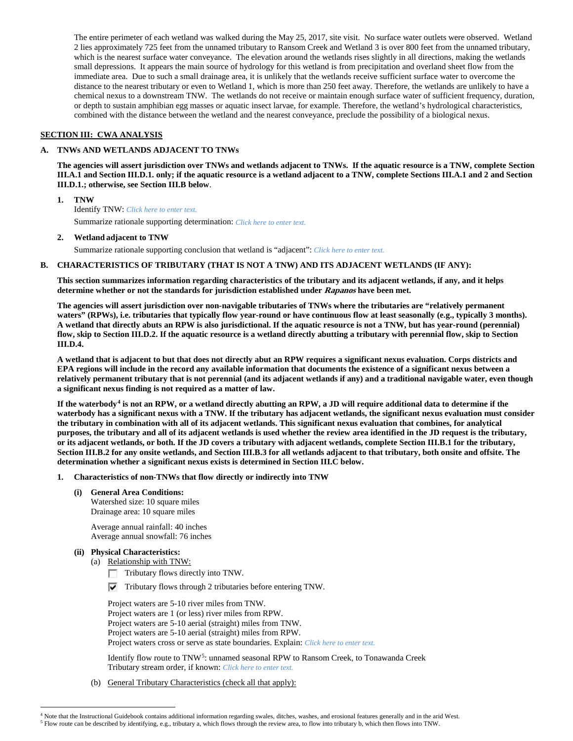The entire perimeter of each wetland was walked during the May 25, 2017, site visit. No surface water outlets were observed. Wetland 2 lies approximately 725 feet from the unnamed tributary to Ransom Creek and Wetland 3 is over 800 feet from the unnamed tributary, which is the nearest surface water conveyance. The elevation around the wetlands rises slightly in all directions, making the wetlands small depressions. It appears the main source of hydrology for this wetland is from precipitation and overland sheet flow from the immediate area. Due to such a small drainage area, it is unlikely that the wetlands receive sufficient surface water to overcome the distance to the nearest tributary or even to Wetland 1, which is more than 250 feet away. Therefore, the wetlands are unlikely to have a chemical nexus to a downstream TNW. The wetlands do not receive or maintain enough surface water of sufficient frequency, duration, or depth to sustain amphibian egg masses or aquatic insect larvae, for example. Therefore, the wetland's hydrological characteristics, combined with the distance between the wetland and the nearest conveyance, preclude the possibility of a biological nexus.

## SECTION III: CWA ANALYSIS

### A. TNWs AND WETLANDS ADJACENT TO TNWs

**The agencies will assert jurisdiction over TNWs and wetlands adjacent to TNWs. If the aquatic resource is a TNW, complete Section III.A.1 and Section III.D.1. only; if the aquatic resource is a wetland adjacent to a TNW, complete Sections III.A.1 and 2 and Section III.D.1.; otherwise, see Section III.B below.**

1. **TNW**

   Identify TNW: *Click here to enter text.*

   Summarize rationale supporting determination: *Click here to enter text.*

2. **Wetland adjacent to TNW**

   Summarize rationale supporting conclusion that wetland is "adjacent": *Click here to enter text.*

### B. CHARACTERISTICS OF TRIBUTARY (THAT IS NOT A TNW) AND ITS ADJACENT WETLANDS (IF ANY):

**This section summarizes information regarding characteristics of the tributary and its adjacent wetlands, if any, and it helps determine whether or not the standards for jurisdiction established under *Rapanos* have been met.**

**The agencies will assert jurisdiction over non-navigable tributaries of TNWs where the tributaries are "relatively permanent waters" (RPWs), i.e. tributaries that typically flow year-round or have continuous flow at least seasonally (e.g., typically 3 months). A wetland that directly abuts an RPW is also jurisdictional. If the aquatic resource is not a TNW, but has year-round (perennial) flow, skip to Section III.D.2. If the aquatic resource is a wetland directly abutting a tributary with perennial flow, skip to Section III.D.4.**

**A wetland that is adjacent to but that does not directly abut an RPW requires a significant nexus evaluation. Corps districts and EPA regions will include in the record any available information that documents the existence of a significant nexus between a relatively permanent tributary that is not perennial (and its adjacent wetlands if any) and a traditional navigable water, even though a significant nexus finding is not required as a matter of law.**

**If the waterbody[4] is not an RPW, or a wetland directly abutting an RPW, a JD will require additional data to determine if the waterbody has a significant nexus with a TNW. If the tributary has adjacent wetlands, the significant nexus evaluation must consider the tributary in combination with all of its adjacent wetlands. This significant nexus evaluation that combines, for analytical purposes, the tributary and all of its adjacent wetlands is used whether the review area identified in the JD request is the tributary, or its adjacent wetlands, or both. If the JD covers a tributary with adjacent wetlands, complete Section III.B.1 for the tributary, Section III.B.2 for any onsite wetlands, and Section III.B.3 for all wetlands adjacent to that tributary, both onsite and offsite. The determination whether a significant nexus exists is determined in Section III.C below.**

1. **Characteristics of non-TNWs that flow directly or indirectly into TNW**

   **(i) General Area Conditions:**

   Watershed size: 10 square miles
   Drainage area: 10 square miles

   Average annual rainfall: 40 inches
   Average annual snowfall: 76 inches

   **(ii) Physical Characteristics:**

   (a) Relationship with TNW:

   ☐ Tributary flows directly into TNW.

   ☑ Tributary flows through 2 tributaries before entering TNW.

   Project waters are 5-10 river miles from TNW.
   Project waters are 1 (or less) river miles from RPW.
   Project waters are 5-10 aerial (straight) miles from TNW.
   Project waters are 5-10 aerial (straight) miles from RPW.
   Project waters cross or serve as state boundaries. Explain: *Click here to enter text.*

   Identify flow route to TNW[5]: unnamed seasonal RPW to Ransom Creek, to Tonawanda Creek
   Tributary stream order, if known: *Click here to enter text.*

   (b) General Tributary Characteristics (check all that apply):

---

[4] Note that the Instructional Guidebook contains additional information regarding swales, ditches, washes, and erosional features generally and in the arid West.

[5] Flow route can be described by identifying, e.g., tributary a, which flows through the review area, to flow into tributary b, which then flows into TNW.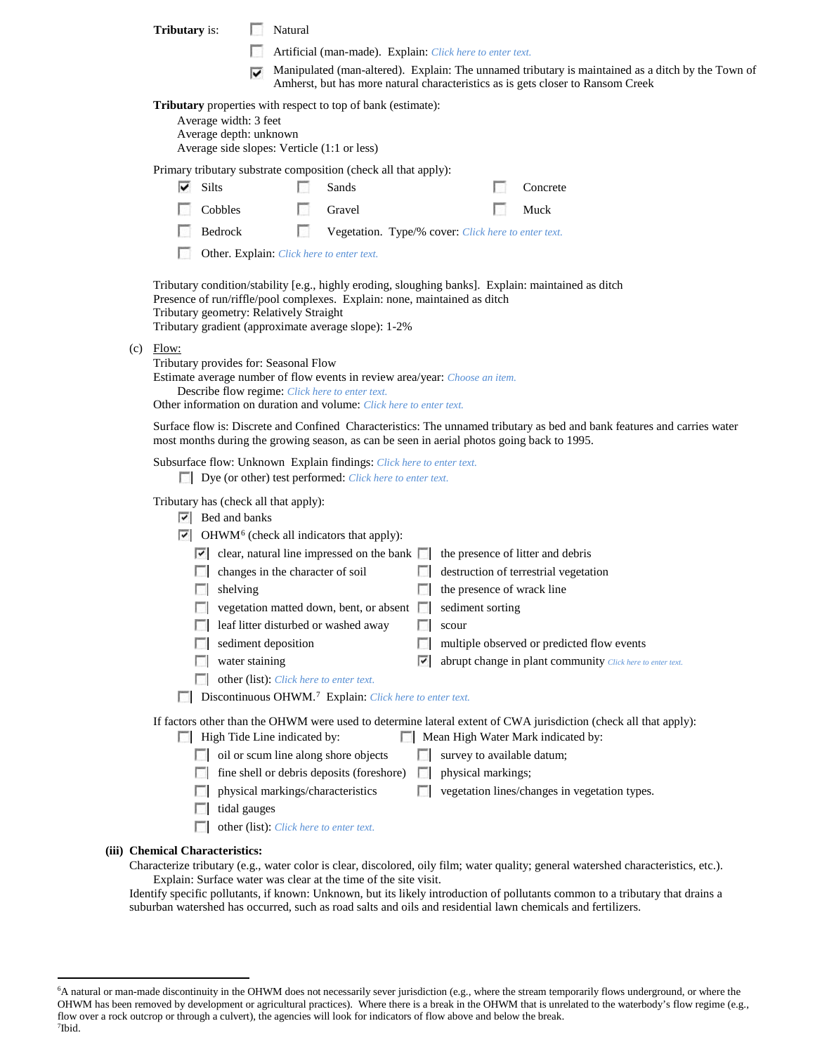**Tributary** is:

- ☐ Natural
- ☐ Artificial (man-made). Explain: *Click here to enter text.*
- ☑ Manipulated (man-altered). Explain: The unnamed tributary is maintained as a ditch by the Town of Amherst, but has more natural characteristics as is gets closer to Ransom Creek

**Tributary** properties with respect to top of bank (estimate):

Average width: 3 feet
Average depth: unknown
Average side slopes: Verticle (1:1 or less)

Primary tributary substrate composition (check all that apply):

| | | |
|---|---|---|
| ☑ Silts | ☐ Sands | ☐ Concrete |
| ☐ Cobbles | ☐ Gravel | ☐ Muck |
| ☐ Bedrock | ☐ Vegetation. Type/% cover: *Click here to enter text.* | |

☐ Other. Explain: *Click here to enter text.*

Tributary condition/stability [e.g., highly eroding, sloughing banks]. Explain: maintained as ditch
Presence of run/riffle/pool complexes. Explain: none, maintained as ditch
Tributary geometry: Relatively Straight
Tributary gradient (approximate average slope): 1-2%

(c) Flow:

Tributary provides for: Seasonal Flow
Estimate average number of flow events in review area/year: *Choose an item.*
Describe flow regime: *Click here to enter text.*
Other information on duration and volume: *Click here to enter text.*

Surface flow is: Discrete and Confined Characteristics: The unnamed tributary as bed and bank features and carries water most months during the growing season, as can be seen in aerial photos going back to 1995.

Subsurface flow: Unknown Explain findings: *Click here to enter text.*
☐ Dye (or other) test performed: *Click here to enter text.*

Tributary has (check all that apply):

☑ Bed and banks
☑ OHWM[6] (check all indicators that apply):

| | |
|---|---|
| ☑ clear, natural line impressed on the bank | ☐ the presence of litter and debris |
| ☐ changes in the character of soil | ☐ destruction of terrestrial vegetation |
| ☐ shelving | ☐ the presence of wrack line |
| ☐ vegetation matted down, bent, or absent | ☐ sediment sorting |
| ☐ leaf litter disturbed or washed away | ☐ scour |
| ☐ sediment deposition | ☐ multiple observed or predicted flow events |
| ☐ water staining | ☑ abrupt change in plant community *Click here to enter text.* |
| ☐ other (list): *Click here to enter text.* | |

☐ Discontinuous OHWM.[7] Explain: *Click here to enter text.*

If factors other than the OHWM were used to determine lateral extent of CWA jurisdiction (check all that apply):

| | |
|---|---|
| ☐ High Tide Line indicated by: | ☐ Mean High Water Mark indicated by: |
| ☐ oil or scum line along shore objects | ☐ survey to available datum; |
| ☐ fine shell or debris deposits (foreshore) | ☐ physical markings; |
| ☐ physical markings/characteristics | ☐ vegetation lines/changes in vegetation types. |
| ☐ tidal gauges | |
| ☐ other (list): *Click here to enter text.* | |

**(iii) Chemical Characteristics:**

Characterize tributary (e.g., water color is clear, discolored, oily film; water quality; general watershed characteristics, etc.).
Explain: Surface water was clear at the time of the site visit.
Identify specific pollutants, if known: Unknown, but its likely introduction of pollutants common to a tributary that drains a suburban watershed has occurred, such as road salts and oils and residential lawn chemicals and fertilizers.

---

[6] A natural or man-made discontinuity in the OHWM does not necessarily sever jurisdiction (e.g., where the stream temporarily flows underground, or where the OHWM has been removed by development or agricultural practices). Where there is a break in the OHWM that is unrelated to the waterbody's flow regime (e.g., flow over a rock outcrop or through a culvert), the agencies will look for indicators of flow above and below the break.
[7] Ibid.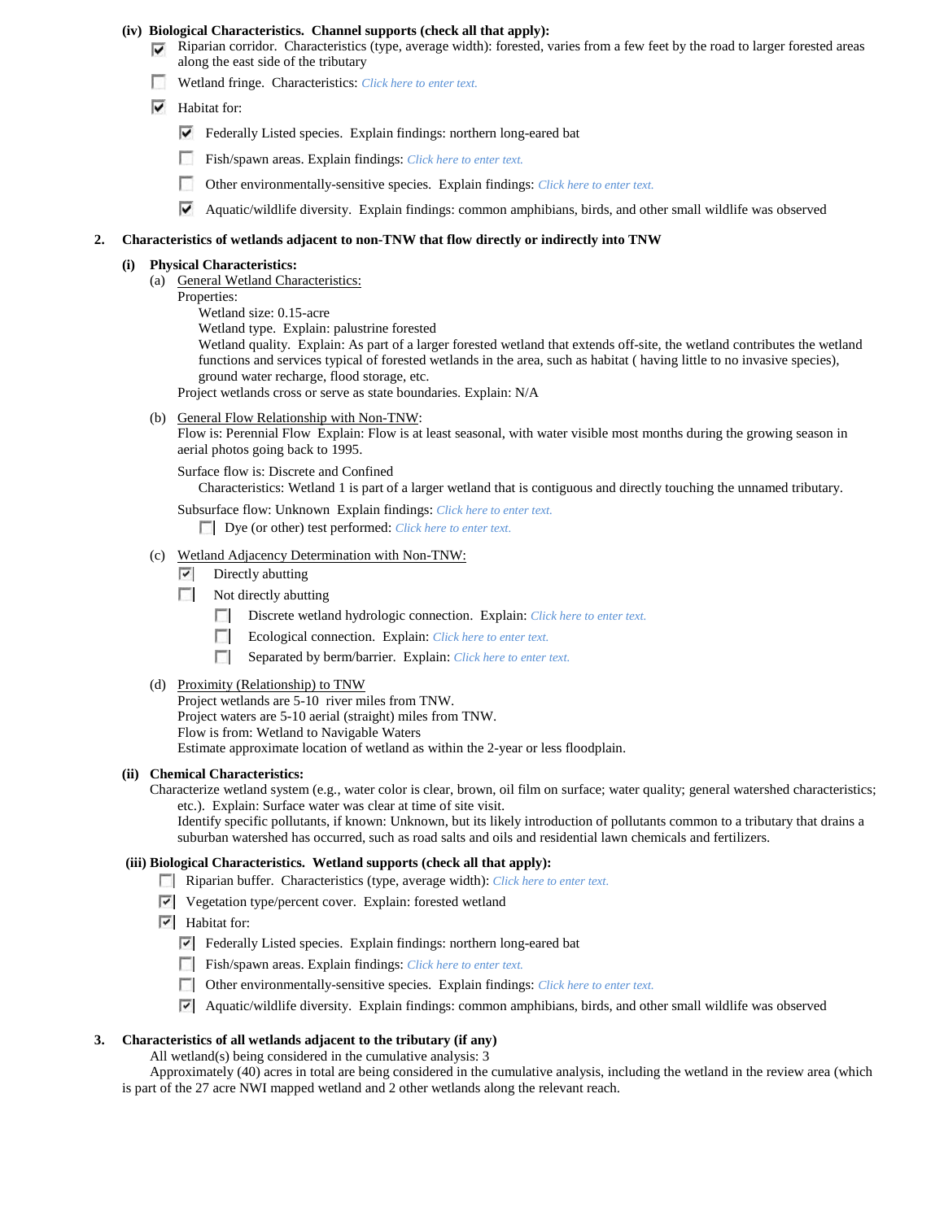**(iv) Biological Characteristics. Channel supports (check all that apply):**

- ☑ Riparian corridor. Characteristics (type, average width): forested, varies from a few feet by the road to larger forested areas along the east side of the tributary
- ☐ Wetland fringe. Characteristics: *Click here to enter text.*
- ☑ Habitat for:
  - ☑ Federally Listed species. Explain findings: northern long-eared bat
  - ☐ Fish/spawn areas. Explain findings: *Click here to enter text.*
  - ☐ Other environmentally-sensitive species. Explain findings: *Click here to enter text.*
  - ☑ Aquatic/wildlife diversity. Explain findings: common amphibians, birds, and other small wildlife was observed

**2. Characteristics of wetlands adjacent to non-TNW that flow directly or indirectly into TNW**

**(i) Physical Characteristics:**

(a) General Wetland Characteristics:

Properties:

Wetland size: 0.15-acre

Wetland type. Explain: palustrine forested

Wetland quality. Explain: As part of a larger forested wetland that extends off-site, the wetland contributes the wetland functions and services typical of forested wetlands in the area, such as habitat ( having little to no invasive species), ground water recharge, flood storage, etc.

Project wetlands cross or serve as state boundaries. Explain: N/A

(b) General Flow Relationship with Non-TNW:

Flow is: Perennial Flow Explain: Flow is at least seasonal, with water visible most months during the growing season in aerial photos going back to 1995.

Surface flow is: Discrete and Confined

Characteristics: Wetland 1 is part of a larger wetland that is contiguous and directly touching the unnamed tributary.

Subsurface flow: Unknown Explain findings: *Click here to enter text.*

- ☐ Dye (or other) test performed: *Click here to enter text.*

(c) Wetland Adjacency Determination with Non-TNW:

- ☑ Directly abutting
- ☐ Not directly abutting
  - ☐ Discrete wetland hydrologic connection. Explain: *Click here to enter text.*
  - ☐ Ecological connection. Explain: *Click here to enter text.*
  - ☐ Separated by berm/barrier. Explain: *Click here to enter text.*

(d) Proximity (Relationship) to TNW

Project wetlands are 5-10 river miles from TNW.

Project waters are 5-10 aerial (straight) miles from TNW.

Flow is from: Wetland to Navigable Waters

Estimate approximate location of wetland as within the 2-year or less floodplain.

**(ii) Chemical Characteristics:**

Characterize wetland system (e.g., water color is clear, brown, oil film on surface; water quality; general watershed characteristics; etc.). Explain: Surface water was clear at time of site visit.

Identify specific pollutants, if known: Unknown, but its likely introduction of pollutants common to a tributary that drains a suburban watershed has occurred, such as road salts and oils and residential lawn chemicals and fertilizers.

**(iii) Biological Characteristics. Wetland supports (check all that apply):**

- ☐ Riparian buffer. Characteristics (type, average width): *Click here to enter text.*
- ☑ Vegetation type/percent cover. Explain: forested wetland
- ☑ Habitat for:
  - ☑ Federally Listed species. Explain findings: northern long-eared bat
  - ☐ Fish/spawn areas. Explain findings: *Click here to enter text.*
  - ☐ Other environmentally-sensitive species. Explain findings: *Click here to enter text.*
  - ☑ Aquatic/wildlife diversity. Explain findings: common amphibians, birds, and other small wildlife was observed

**3. Characteristics of all wetlands adjacent to the tributary (if any)**

All wetland(s) being considered in the cumulative analysis: 3

Approximately (40) acres in total are being considered in the cumulative analysis, including the wetland in the review area (which is part of the 27 acre NWI mapped wetland and 2 other wetlands along the relevant reach.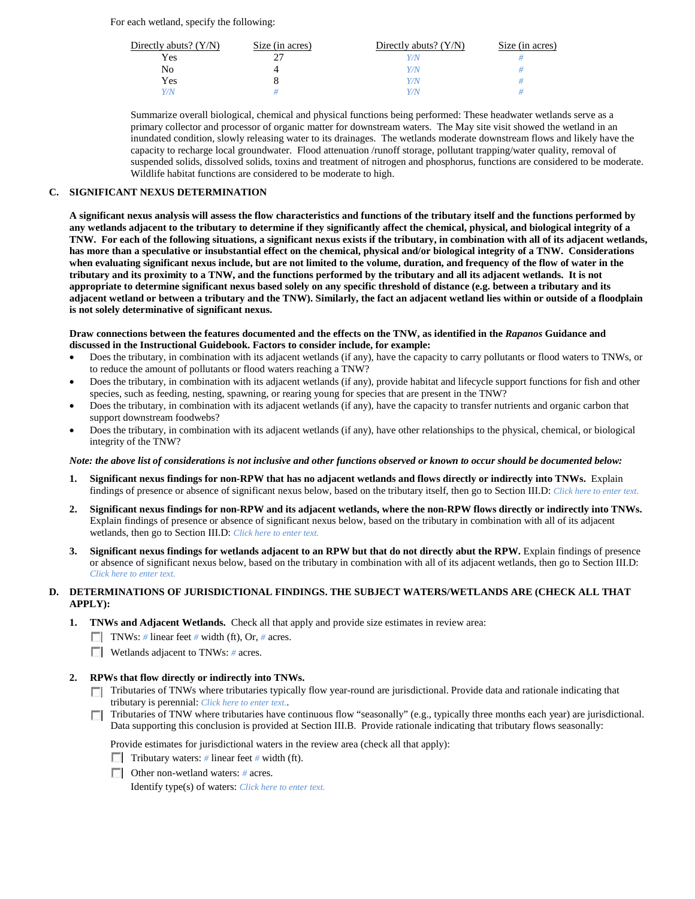For each wetland, specify the following:

| Directly abuts? (Y/N) | Size (in acres) | Directly abuts? (Y/N) | Size (in acres) |
|---|---|---|---|
| Yes | 27 | Y/N | # |
| No | 4 | Y/N | # |
| Yes | 8 | Y/N | # |
| Y/N | # | Y/N | # |

Summarize overall biological, chemical and physical functions being performed: These headwater wetlands serve as a primary collector and processor of organic matter for downstream waters. The May site visit showed the wetland in an inundated condition, slowly releasing water to its drainages. The wetlands moderate downstream flows and likely have the capacity to recharge local groundwater. Flood attenuation /runoff storage, pollutant trapping/water quality, removal of suspended solids, dissolved solids, toxins and treatment of nitrogen and phosphorus, functions are considered to be moderate. Wildlife habitat functions are considered to be moderate to high.

## C. SIGNIFICANT NEXUS DETERMINATION

**A significant nexus analysis will assess the flow characteristics and functions of the tributary itself and the functions performed by any wetlands adjacent to the tributary to determine if they significantly affect the chemical, physical, and biological integrity of a TNW. For each of the following situations, a significant nexus exists if the tributary, in combination with all of its adjacent wetlands, has more than a speculative or insubstantial effect on the chemical, physical and/or biological integrity of a TNW. Considerations when evaluating significant nexus include, but are not limited to the volume, duration, and frequency of the flow of water in the tributary and its proximity to a TNW, and the functions performed by the tributary and all its adjacent wetlands. It is not appropriate to determine significant nexus based solely on any specific threshold of distance (e.g. between a tributary and its adjacent wetland or between a tributary and the TNW). Similarly, the fact an adjacent wetland lies within or outside of a floodplain is not solely determinative of significant nexus.**

**Draw connections between the features documented and the effects on the TNW, as identified in the *Rapanos* Guidance and discussed in the Instructional Guidebook. Factors to consider include, for example:**

- Does the tributary, in combination with its adjacent wetlands (if any), have the capacity to carry pollutants or flood waters to TNWs, or to reduce the amount of pollutants or flood waters reaching a TNW?
- Does the tributary, in combination with its adjacent wetlands (if any), provide habitat and lifecycle support functions for fish and other species, such as feeding, nesting, spawning, or rearing young for species that are present in the TNW?
- Does the tributary, in combination with its adjacent wetlands (if any), have the capacity to transfer nutrients and organic carbon that support downstream foodwebs?
- Does the tributary, in combination with its adjacent wetlands (if any), have other relationships to the physical, chemical, or biological integrity of the TNW?

***Note: the above list of considerations is not inclusive and other functions observed or known to occur should be documented below:***

1. **Significant nexus findings for non-RPW that has no adjacent wetlands and flows directly or indirectly into TNWs.** Explain findings of presence or absence of significant nexus below, based on the tributary itself, then go to Section III.D: *Click here to enter text.*

2. **Significant nexus findings for non-RPW and its adjacent wetlands, where the non-RPW flows directly or indirectly into TNWs.** Explain findings of presence or absence of significant nexus below, based on the tributary in combination with all of its adjacent wetlands, then go to Section III.D: *Click here to enter text.*

3. **Significant nexus findings for wetlands adjacent to an RPW but that do not directly abut the RPW.** Explain findings of presence or absence of significant nexus below, based on the tributary in combination with all of its adjacent wetlands, then go to Section III.D: *Click here to enter text.*

## D. DETERMINATIONS OF JURISDICTIONAL FINDINGS. THE SUBJECT WATERS/WETLANDS ARE (CHECK ALL THAT APPLY):

1. **TNWs and Adjacent Wetlands.** Check all that apply and provide size estimates in review area:
   - ☐ TNWs: # linear feet # width (ft), Or, # acres.
   - ☐ Wetlands adjacent to TNWs: # acres.

2. **RPWs that flow directly or indirectly into TNWs.**
   - ☐ Tributaries of TNWs where tributaries typically flow year-round are jurisdictional. Provide data and rationale indicating that tributary is perennial: *Click here to enter text.*.
   - ☐ Tributaries of TNW where tributaries have continuous flow "seasonally" (e.g., typically three months each year) are jurisdictional. Data supporting this conclusion is provided at Section III.B. Provide rationale indicating that tributary flows seasonally:

   Provide estimates for jurisdictional waters in the review area (check all that apply):
   - ☐ Tributary waters: # linear feet # width (ft).
   - ☐ Other non-wetland waters: # acres.

     Identify type(s) of waters: *Click here to enter text.*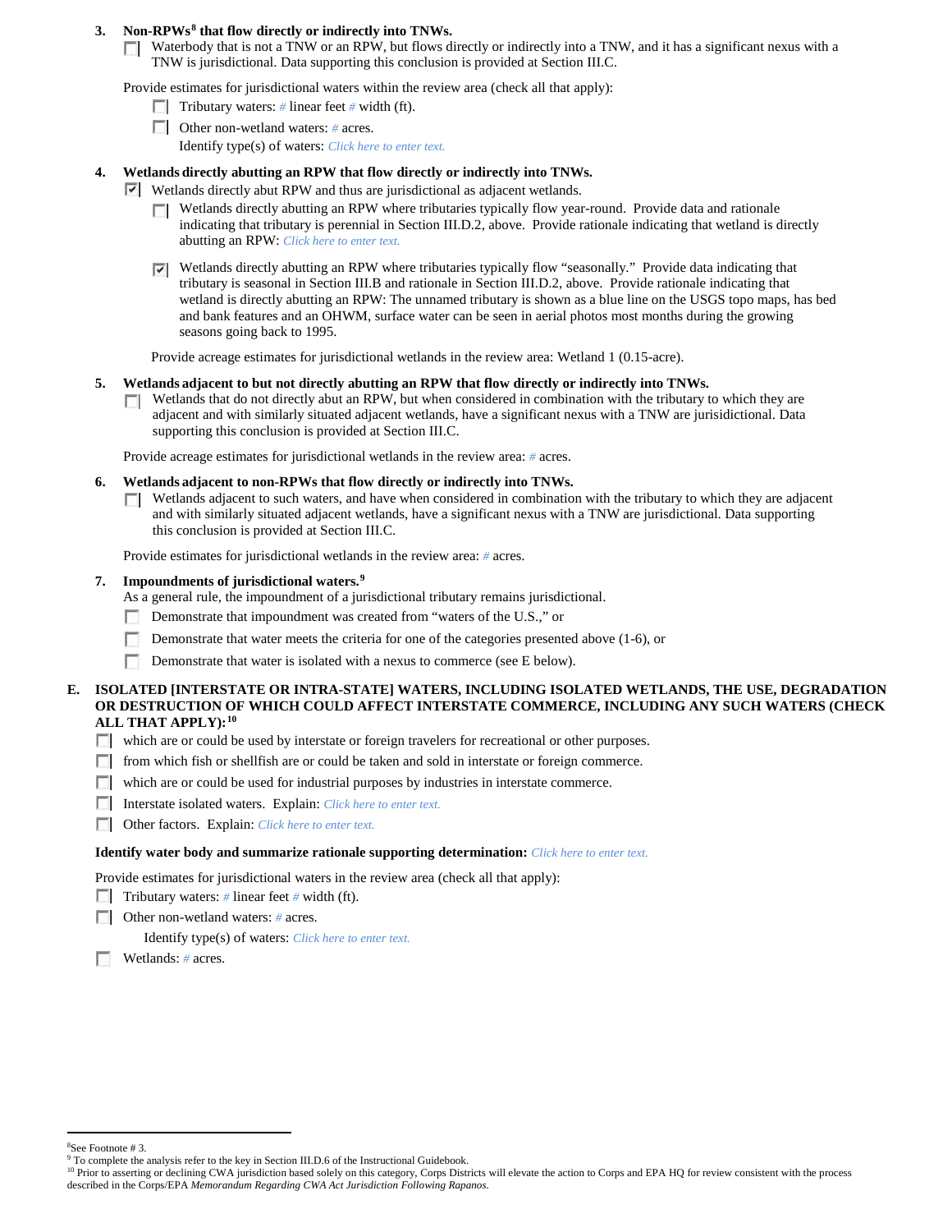3. **Non-RPWs[8] that flow directly or indirectly into TNWs.**

   ☐ Waterbody that is not a TNW or an RPW, but flows directly or indirectly into a TNW, and it has a significant nexus with a TNW is jurisdictional. Data supporting this conclusion is provided at Section III.C.

   Provide estimates for jurisdictional waters within the review area (check all that apply):

   - ☐ Tributary waters: # linear feet # width (ft).
   - ☐ Other non-wetland waters: # acres.

     Identify type(s) of waters: Click here to enter text.

4. **Wetlands directly abutting an RPW that flow directly or indirectly into TNWs.**

   ☑ Wetlands directly abut RPW and thus are jurisdictional as adjacent wetlands.

   - ☐ Wetlands directly abutting an RPW where tributaries typically flow year-round. Provide data and rationale indicating that tributary is perennial in Section III.D.2, above. Provide rationale indicating that wetland is directly abutting an RPW: Click here to enter text.
   - ☑ Wetlands directly abutting an RPW where tributaries typically flow "seasonally." Provide data indicating that tributary is seasonal in Section III.B and rationale in Section III.D.2, above. Provide rationale indicating that wetland is directly abutting an RPW: The unnamed tributary is shown as a blue line on the USGS topo maps, has bed and bank features and an OHWM, surface water can be seen in aerial photos most months during the growing seasons going back to 1995.

   Provide acreage estimates for jurisdictional wetlands in the review area: Wetland 1 (0.15-acre).

5. **Wetlands adjacent to but not directly abutting an RPW that flow directly or indirectly into TNWs.**

   ☐ Wetlands that do not directly abut an RPW, but when considered in combination with the tributary to which they are adjacent and with similarly situated adjacent wetlands, have a significant nexus with a TNW are jurisidictional. Data supporting this conclusion is provided at Section III.C.

   Provide acreage estimates for jurisdictional wetlands in the review area: # acres.

6. **Wetlands adjacent to non-RPWs that flow directly or indirectly into TNWs.**

   ☐ Wetlands adjacent to such waters, and have when considered in combination with the tributary to which they are adjacent and with similarly situated adjacent wetlands, have a significant nexus with a TNW are jurisdictional. Data supporting this conclusion is provided at Section III.C.

   Provide estimates for jurisdictional wetlands in the review area: # acres.

7. **Impoundments of jurisdictional waters.[9]**

   As a general rule, the impoundment of a jurisdictional tributary remains jurisdictional.

   - ☐ Demonstrate that impoundment was created from "waters of the U.S.," or
   - ☐ Demonstrate that water meets the criteria for one of the categories presented above (1-6), or
   - ☐ Demonstrate that water is isolated with a nexus to commerce (see E below).

**E. ISOLATED [INTERSTATE OR INTRA-STATE] WATERS, INCLUDING ISOLATED WETLANDS, THE USE, DEGRADATION OR DESTRUCTION OF WHICH COULD AFFECT INTERSTATE COMMERCE, INCLUDING ANY SUCH WATERS (CHECK ALL THAT APPLY):[10]**

- ☐ which are or could be used by interstate or foreign travelers for recreational or other purposes.
- ☐ from which fish or shellfish are or could be taken and sold in interstate or foreign commerce.
- ☐ which are or could be used for industrial purposes by industries in interstate commerce.
- ☐ Interstate isolated waters. Explain: Click here to enter text.
- ☐ Other factors. Explain: Click here to enter text.

**Identify water body and summarize rationale supporting determination:** Click here to enter text.

Provide estimates for jurisdictional waters in the review area (check all that apply):

- ☐ Tributary waters: # linear feet # width (ft).
- ☐ Other non-wetland waters: # acres.

  Identify type(s) of waters: Click here to enter text.
- ☐ Wetlands: # acres.

---

[8] See Footnote # 3.

[9] To complete the analysis refer to the key in Section III.D.6 of the Instructional Guidebook.

[10] Prior to asserting or declining CWA jurisdiction based solely on this category, Corps Districts will elevate the action to Corps and EPA HQ for review consistent with the process described in the Corps/EPA *Memorandum Regarding CWA Act Jurisdiction Following Rapanos.*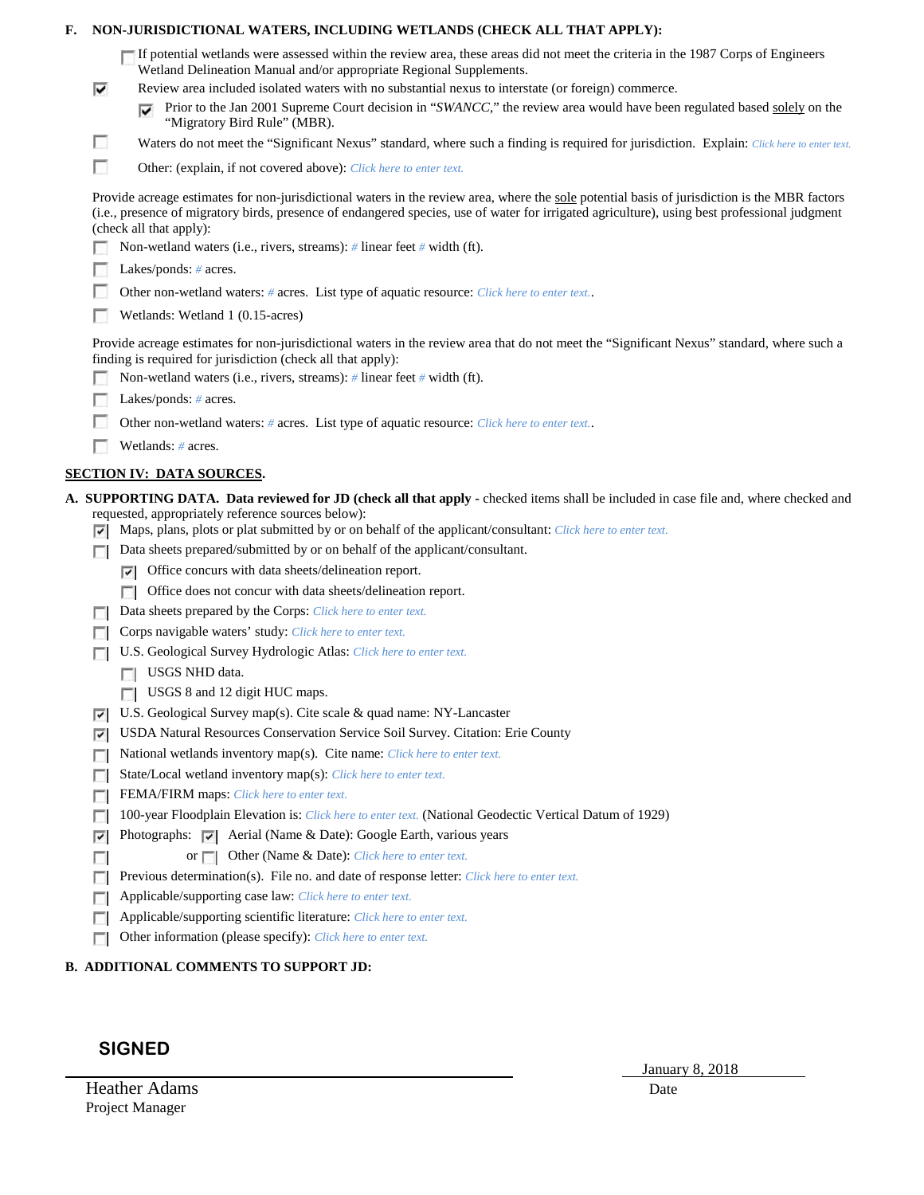**F. NON-JURISDICTIONAL WATERS, INCLUDING WETLANDS (CHECK ALL THAT APPLY):**

- [ ] If potential wetlands were assessed within the review area, these areas did not meet the criteria in the 1987 Corps of Engineers Wetland Delineation Manual and/or appropriate Regional Supplements.
- [x] Review area included isolated waters with no substantial nexus to interstate (or foreign) commerce.
  - [x] Prior to the Jan 2001 Supreme Court decision in "*SWANCC*," the review area would have been regulated based solely on the "Migratory Bird Rule" (MBR).
- [ ] Waters do not meet the "Significant Nexus" standard, where such a finding is required for jurisdiction. Explain: Click here to enter text.
- [ ] Other: (explain, if not covered above): Click here to enter text.

Provide acreage estimates for non-jurisdictional waters in the review area, where the sole potential basis of jurisdiction is the MBR factors (i.e., presence of migratory birds, presence of endangered species, use of water for irrigated agriculture), using best professional judgment (check all that apply):

- [ ] Non-wetland waters (i.e., rivers, streams): # linear feet # width (ft).
- [ ] Lakes/ponds: # acres.
- [ ] Other non-wetland waters: # acres. List type of aquatic resource: Click here to enter text..
- [ ] Wetlands: Wetland 1 (0.15-acres)

Provide acreage estimates for non-jurisdictional waters in the review area that do not meet the "Significant Nexus" standard, where such a finding is required for jurisdiction (check all that apply):

- [ ] Non-wetland waters (i.e., rivers, streams): # linear feet # width (ft).
- [ ] Lakes/ponds: # acres.
- [ ] Other non-wetland waters: # acres. List type of aquatic resource: Click here to enter text..
- [ ] Wetlands: # acres.

## SECTION IV: DATA SOURCES.

**A. SUPPORTING DATA. Data reviewed for JD (check all that apply** - checked items shall be included in case file and, where checked and requested, appropriately reference sources below):

- [x] Maps, plans, plots or plat submitted by or on behalf of the applicant/consultant: Click here to enter text.
- [ ] Data sheets prepared/submitted by or on behalf of the applicant/consultant.
  - [x] Office concurs with data sheets/delineation report.
  - [ ] Office does not concur with data sheets/delineation report.
- [ ] Data sheets prepared by the Corps: Click here to enter text.
- [ ] Corps navigable waters' study: Click here to enter text.
- [ ] U.S. Geological Survey Hydrologic Atlas: Click here to enter text.
  - [ ] USGS NHD data.
  - [ ] USGS 8 and 12 digit HUC maps.
- [x] U.S. Geological Survey map(s). Cite scale & quad name: NY-Lancaster
- [x] USDA Natural Resources Conservation Service Soil Survey. Citation: Erie County
- [ ] National wetlands inventory map(s). Cite name: Click here to enter text.
- [ ] State/Local wetland inventory map(s): Click here to enter text.
- [ ] FEMA/FIRM maps: Click here to enter text.
- [ ] 100-year Floodplain Elevation is: Click here to enter text. (National Geodectic Vertical Datum of 1929)
- [x] Photographs: [x] Aerial (Name & Date): Google Earth, various years
- [ ] or [ ] Other (Name & Date): Click here to enter text.
- [ ] Previous determination(s). File no. and date of response letter: Click here to enter text.
- [ ] Applicable/supporting case law: Click here to enter text.
- [ ] Applicable/supporting scientific literature: Click here to enter text.
- [ ] Other information (please specify): Click here to enter text.

**B. ADDITIONAL COMMENTS TO SUPPORT JD:**

**SIGNED**

Heather Adams
Project Manager

January 8, 2018
Date